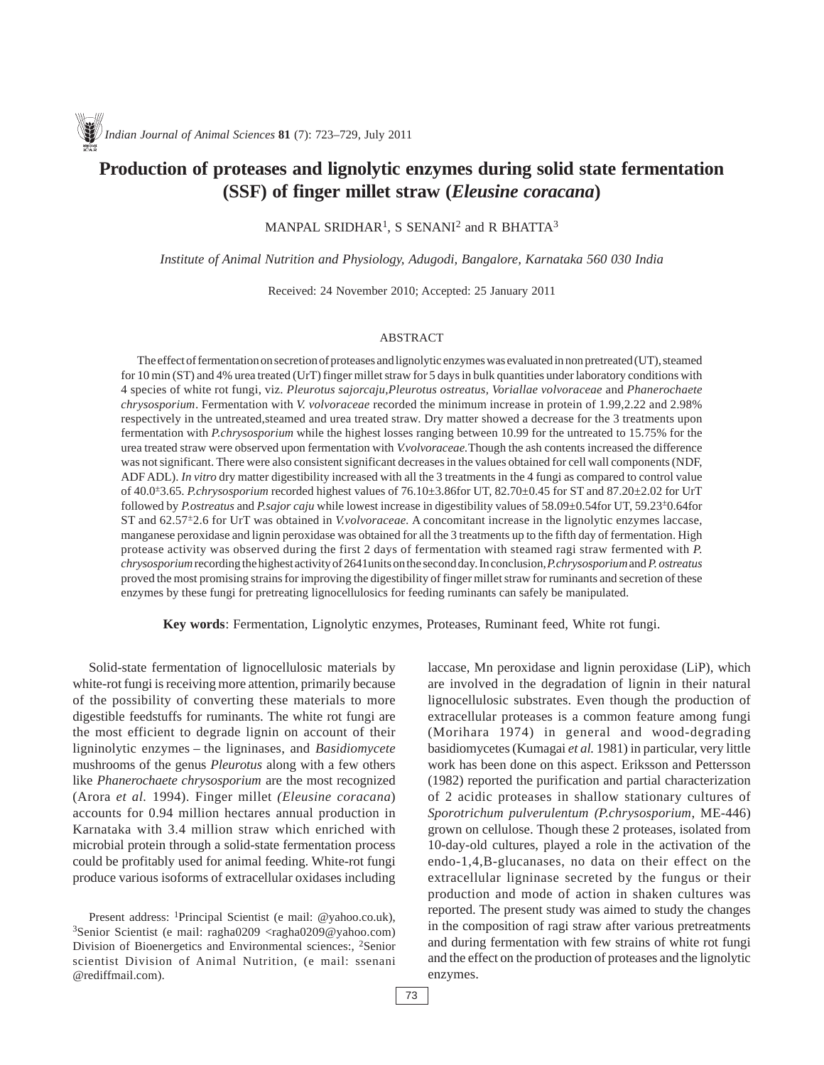# Production of proteases and lignolytic enzymes during solid state fermentation (SSF) of finger millet straw (*Eleusine coracana*)

MANPAL SRIDHAR[1], S SENANI[2] and R BHATTA[3]

*Institute of Animal Nutrition and Physiology, Adugodi, Bangalore, Karnataka 560 030 India*

Received: 24 November 2010; Accepted: 25 January 2011

## ABSTRACT

The effect of fermentation on secretion of proteases and lignolytic enzymes was evaluated in non pretreated (UT), steamed for 10 min (ST) and 4% urea treated (UrT) finger millet straw for 5 days in bulk quantities under laboratory conditions with 4 species of white rot fungi, viz. *Pleurotus sajorcaju,Pleurotus ostreatus, Voriallae volvoraceae* and *Phanerochaete chrysosporium*. Fermentation with *V. volvoraceae* recorded the minimum increase in protein of 1.99,2.22 and 2.98% respectively in the untreated,steamed and urea treated straw. Dry matter showed a decrease for the 3 treatments upon fermentation with *P.chrysosporium* while the highest losses ranging between 10.99 for the untreated to 15.75% for the urea treated straw were observed upon fermentation with *V.volvoraceae.*Though the ash contents increased the difference was not significant. There were also consistent significant decreases in the values obtained for cell wall components (NDF, ADF ADL). *In vitro* dry matter digestibility increased with all the 3 treatments in the 4 fungi as compared to control value of 40.0±3.65. *P.chrysosporium* recorded highest values of 76.10±3.86for UT, 82.70±0.45 for ST and 87.20±2.02 for UrT followed by *P.ostreatus* and *P.sajor caju* while lowest increase in digestibility values of 58.09±0.54for UT, 59.23±0.64for ST and 62.57±2.6 for UrT was obtained in *V.volvoraceae.* A concomitant increase in the lignolytic enzymes laccase, manganese peroxidase and lignin peroxidase was obtained for all the 3 treatments up to the fifth day of fermentation. High protease activity was observed during the first 2 days of fermentation with steamed ragi straw fermented with *P. chrysosporium* recording the highest activity of 2641units on the second day. In conclusion, *P.chrysosporium* and *P. ostreatus* proved the most promising strains for improving the digestibility of finger millet straw for ruminants and secretion of these enzymes by these fungi for pretreating lignocellulosics for feeding ruminants can safely be manipulated.

**Key words**: Fermentation, Lignolytic enzymes, Proteases, Ruminant feed, White rot fungi.

Solid-state fermentation of lignocellulosic materials by white-rot fungi is receiving more attention, primarily because of the possibility of converting these materials to more digestible feedstuffs for ruminants. The white rot fungi are the most efficient to degrade lignin on account of their ligninolytic enzymes – the ligninases, and *Basidiomycete* mushrooms of the genus *Pleurotus* along with a few others like *Phanerochaete chrysosporium* are the most recognized (Arora *et al.* 1994). Finger millet *(Eleusine coracana*) accounts for 0.94 million hectares annual production in Karnataka with 3.4 million straw which enriched with microbial protein through a solid-state fermentation process could be profitably used for animal feeding. White-rot fungi produce various isoforms of extracellular oxidases including laccase, Mn peroxidase and lignin peroxidase (LiP), which are involved in the degradation of lignin in their natural lignocellulosic substrates. Even though the production of extracellular proteases is a common feature among fungi (Morihara 1974) in general and wood-degrading basidiomycetes (Kumagai *et al.* 1981) in particular, very little work has been done on this aspect. Eriksson and Pettersson (1982) reported the purification and partial characterization of 2 acidic proteases in shallow stationary cultures of *Sporotrichum pulverulentum (P.chrysosporium*, ME-446) grown on cellulose. Though these 2 proteases, isolated from 10-day-old cultures, played a role in the activation of the endo-1,4,B-glucanases, no data on their effect on the extracellular ligninase secreted by the fungus or their production and mode of action in shaken cultures was reported. The present study was aimed to study the changes in the composition of ragi straw after various pretreatments and during fermentation with few strains of white rot fungi and the effect on the production of proteases and the lignolytic enzymes.

Present address: [1]Principal Scientist (e mail: @yahoo.co.uk), [3]Senior Scientist (e mail: ragha0209 <ragha0209@yahoo.com) Division of Bioenergetics and Environmental sciences:, [2]Senior scientist Division of Animal Nutrition, (e mail: ssenani @rediffmail.com).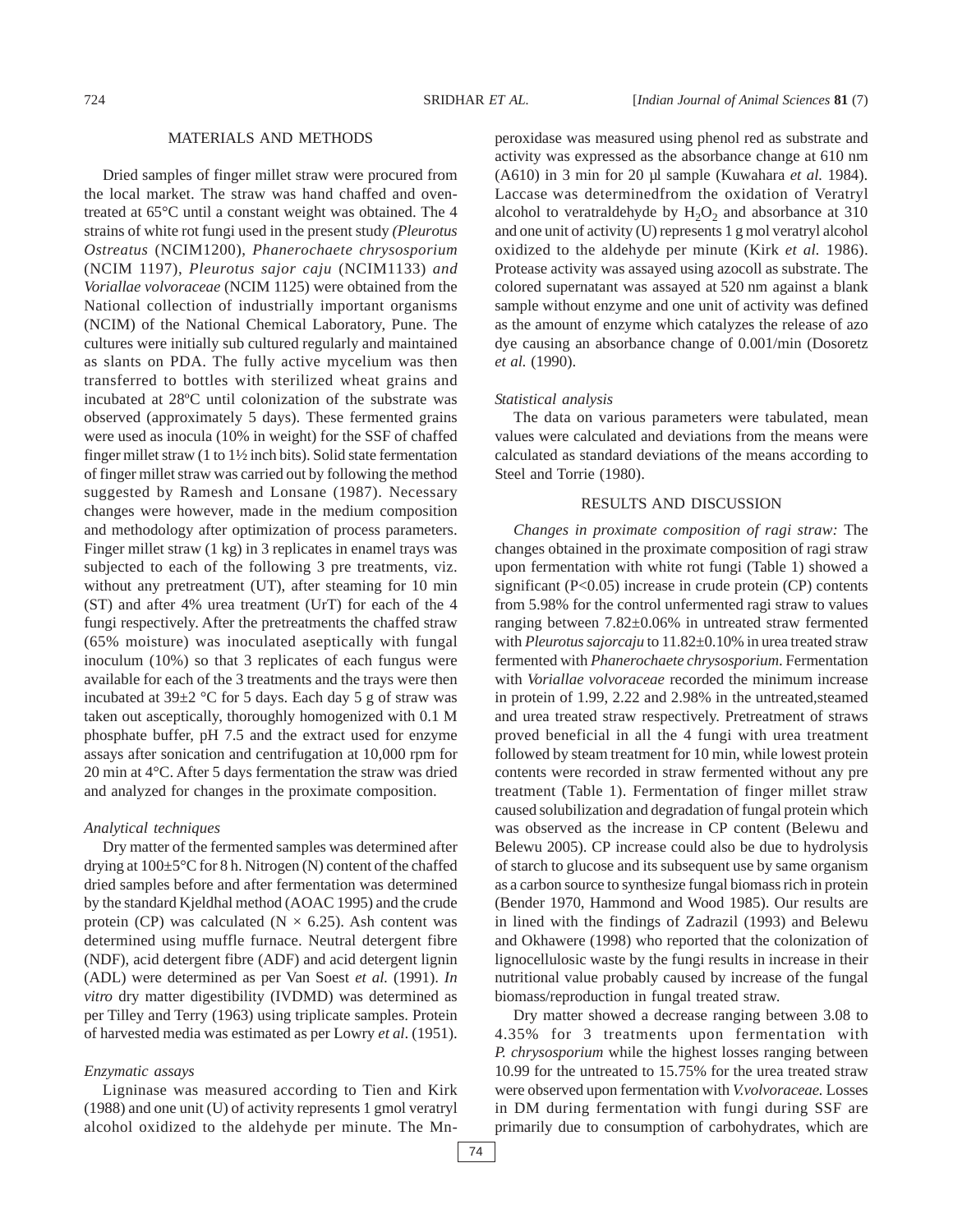## MATERIALS AND METHODS

Dried samples of finger millet straw were procured from the local market. The straw was hand chaffed and oven-treated at 65°C until a constant weight was obtained. The 4 strains of white rot fungi used in the present study *(Pleurotus Ostreatus* (NCIM1200), *Phanerochaete chrysosporium* (NCIM 1197), *Pleurotus sajor caju* (NCIM1133) *and Voriallae volvoraceae* (NCIM 1125) were obtained from the National collection of industrially important organisms (NCIM) of the National Chemical Laboratory, Pune. The cultures were initially sub cultured regularly and maintained as slants on PDA. The fully active mycelium was then transferred to bottles with sterilized wheat grains and incubated at 28ºC until colonization of the substrate was observed (approximately 5 days). These fermented grains were used as inocula (10% in weight) for the SSF of chaffed finger millet straw (1 to 1½ inch bits). Solid state fermentation of finger millet straw was carried out by following the method suggested by Ramesh and Lonsane (1987). Necessary changes were however, made in the medium composition and methodology after optimization of process parameters. Finger millet straw (1 kg) in 3 replicates in enamel trays was subjected to each of the following 3 pre treatments, viz. without any pretreatment (UT), after steaming for 10 min (ST) and after 4% urea treatment (UrT) for each of the 4 fungi respectively. After the pretreatments the chaffed straw (65% moisture) was inoculated aseptically with fungal inoculum (10%) so that 3 replicates of each fungus were available for each of the 3 treatments and the trays were then incubated at 39±2 °C for 5 days. Each day 5 g of straw was taken out asceptically, thoroughly homogenized with 0.1 M phosphate buffer, pH 7.5 and the extract used for enzyme assays after sonication and centrifugation at 10,000 rpm for 20 min at 4°C. After 5 days fermentation the straw was dried and analyzed for changes in the proximate composition.

### *Analytical techniques*

Dry matter of the fermented samples was determined after drying at 100±5°C for 8 h. Nitrogen (N) content of the chaffed dried samples before and after fermentation was determined by the standard Kjeldhal method (AOAC 1995) and the crude protein (CP) was calculated (N × 6.25). Ash content was determined using muffle furnace. Neutral detergent fibre (NDF), acid detergent fibre (ADF) and acid detergent lignin (ADL) were determined as per Van Soest *et al.* (1991). *In vitro* dry matter digestibility (IVDMD) was determined as per Tilley and Terry (1963) using triplicate samples. Protein of harvested media was estimated as per Lowry *et al*. (1951).

### *Enzymatic assays*

Ligninase was measured according to Tien and Kirk (1988) and one unit (U) of activity represents 1 gmol veratryl alcohol oxidized to the aldehyde per minute. The Mn-peroxidase was measured using phenol red as substrate and activity was expressed as the absorbance change at 610 nm (A610) in 3 min for 20 µl sample (Kuwahara *et al.* 1984). Laccase was determinedfrom the oxidation of Veratryl alcohol to veratraldehyde by $H_2O_2$ and absorbance at 310 and one unit of activity (U) represents 1 g mol veratryl alcohol oxidized to the aldehyde per minute (Kirk *et al.* 1986). Protease activity was assayed using azocoll as substrate. The colored supernatant was assayed at 520 nm against a blank sample without enzyme and one unit of activity was defined as the amount of enzyme which catalyzes the release of azo dye causing an absorbance change of 0.001/min (Dosoretz *et al.* (1990).

### *Statistical analysis*

The data on various parameters were tabulated, mean values were calculated and deviations from the means were calculated as standard deviations of the means according to Steel and Torrie (1980).

## RESULTS AND DISCUSSION

*Changes in proximate composition of ragi straw:* The changes obtained in the proximate composition of ragi straw upon fermentation with white rot fungi (Table 1) showed a significant ($P<0.05$) increase in crude protein (CP) contents from 5.98% for the control unfermented ragi straw to values ranging between 7.82±0.06% in untreated straw fermented with *Pleurotus sajorcaju* to 11.82±0.10% in urea treated straw fermented with *Phanerochaete chrysosporium*. Fermentation with *Voriallae volvoraceae* recorded the minimum increase in protein of 1.99, 2.22 and 2.98% in the untreated,steamed and urea treated straw respectively. Pretreatment of straws proved beneficial in all the 4 fungi with urea treatment followed by steam treatment for 10 min, while lowest protein contents were recorded in straw fermented without any pre treatment (Table 1). Fermentation of finger millet straw caused solubilization and degradation of fungal protein which was observed as the increase in CP content (Belewu and Belewu 2005). CP increase could also be due to hydrolysis of starch to glucose and its subsequent use by same organism as a carbon source to synthesize fungal biomass rich in protein (Bender 1970, Hammond and Wood 1985). Our results are in lined with the findings of Zadrazil (1993) and Belewu and Okhawere (1998) who reported that the colonization of lignocellulosic waste by the fungi results in increase in their nutritional value probably caused by increase of the fungal biomass/reproduction in fungal treated straw.

Dry matter showed a decrease ranging between 3.08 to 4.35% for 3 treatments upon fermentation with *P. chrysosporium* while the highest losses ranging between 10.99 for the untreated to 15.75% for the urea treated straw were observed upon fermentation with *V.volvoraceae.* Losses in DM during fermentation with fungi during SSF are primarily due to consumption of carbohydrates, which are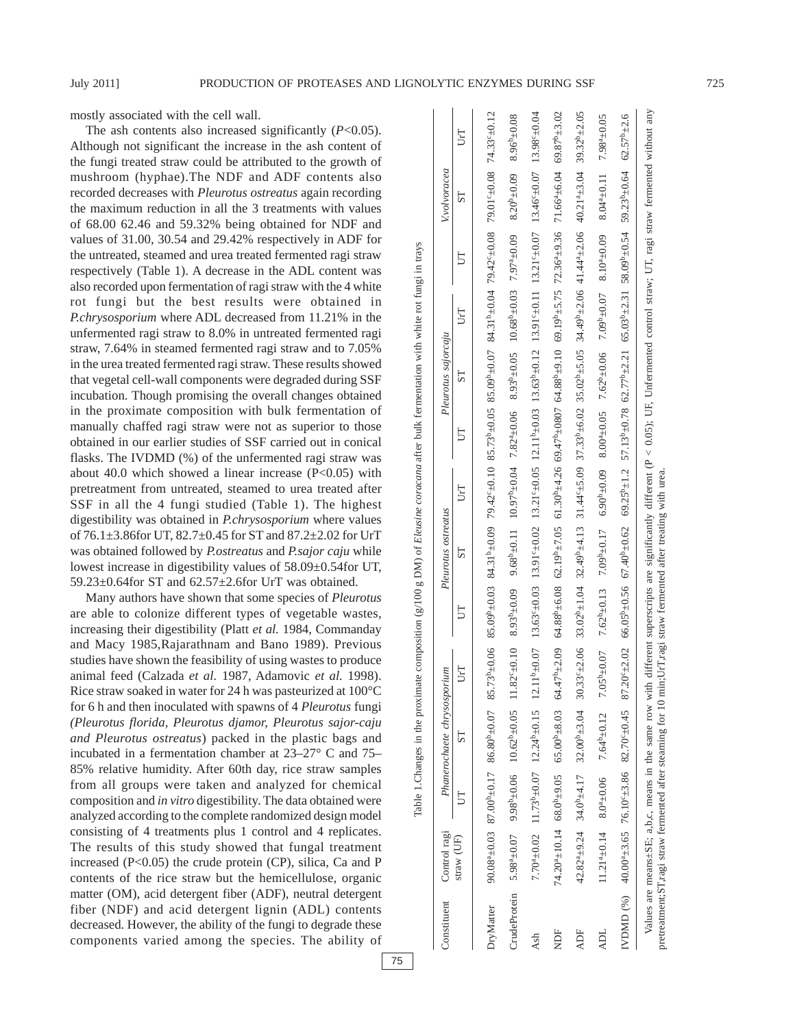mostly associated with the cell wall.

The ash contents also increased significantly ($P$<0.05). Although not significant the increase in the ash content of the fungi treated straw could be attributed to the growth of mushroom (hyphae).The NDF and ADF contents also recorded decreases with *Pleurotus ostreatus* again recording the maximum reduction in all the 3 treatments with values of 68.00 62.46 and 59.32% being obtained for NDF and values of 31.00, 30.54 and 29.42% respectively in ADF for the untreated, steamed and urea treated fermented ragi straw respectively (Table 1). A decrease in the ADL content was also recorded upon fermentation of ragi straw with the 4 white rot fungi but the best results were obtained in *P.chrysosporium* where ADL decreased from 11.21% in the unfermented ragi straw to 8.0% in untreated fermented ragi straw, 7.64% in steamed fermented ragi straw and to 7.05% in the urea treated fermented ragi straw. These results showed that vegetal cell-wall components were degraded during SSF incubation. Though promising the overall changes obtained in the proximate composition with bulk fermentation of manually chaffed ragi straw were not as superior to those obtained in our earlier studies of SSF carried out in conical flasks. The IVDMD (%) of the unfermented ragi straw was about 40.0 which showed a linear increase (P<0.05) with pretreatment from untreated, steamed to urea treated after SSF in all the 4 fungi studied (Table 1). The highest digestibility was obtained in *P.chrysosporium* where values of 76.1±3.86for UT, 82.7±0.45 for ST and 87.2±2.02 for UrT was obtained followed by *P.ostreatus* and *P.sajor caju* while lowest increase in digestibility values of 58.09±0.54for UT, 59.23±0.64for ST and 62.57±2.6for UrT was obtained.

Many authors have shown that some species of *Pleurotus* are able to colonize different types of vegetable wastes, increasing their digestibility (Platt *et al.* 1984, Commanday and Macy 1985,Rajarathnam and Bano 1989). Previous studies have shown the feasibility of using wastes to produce animal feed (Calzada *et al.* 1987, Adamovic *et al.* 1998). Rice straw soaked in water for 24 h was pasteurized at 100°C for 6 h and then inoculated with spawns of 4 *Pleurotus* fungi *(Pleurotus florida, Pleurotus djamor, Pleurotus sajor-caju and Pleurotus ostreatus*) packed in the plastic bags and incubated in a fermentation chamber at 23–27° C and 75–85% relative humidity. After 60th day, rice straw samples from all groups were taken and analyzed for chemical composition and *in vitro* digestibility. The data obtained were analyzed according to the complete randomized design model consisting of 4 treatments plus 1 control and 4 replicates. The results of this study showed that fungal treatment increased (P<0.05) the crude protein (CP), silica, Ca and P contents of the rice straw but the hemicellulose, organic matter (OM), acid detergent fiber (ADF), neutral detergent fiber (NDF) and acid detergent lignin (ADL) contents decreased. However, the ability of the fungi to degrade these components varied among the species. The ability of

Table 1.Changes in the proximate composition (g/100 g DM) of *Eleusine coracana* after bulk fermentation with white rot fungi in trays

| Constituent | Control ragi straw (UF) | *Phanerochaete chrysosporium* | | | *Pleurotus ostreatus* | | | *Pleurotus sajorcaju* | | | *V.volvoracea* | | |
|---|---|---|---|---|---|---|---|---|---|---|---|---|---|
| | | UT | ST | UrT | UT | ST | UrT | UT | ST | UrT | UT | ST | UrT |
| DryMatter | $90.08^a$±0.03 | $87.00^b$±0.17 | $86.80^b$±0.07 | $85.73^b$±0.06 | $85.09^b$±0.03 | $84.31^b$±0.09 | $79.42^c$±0.10 | $85.73^b$±0.05 | $85.09^b$±0.07 | $84.31^b$±0.04 | $79.42^c$±0.08 | $79.01^c$±0.08 | $74.33^c$±0.12 |
| CrudeProtein | $5.98^a$±0.07 | $9.98^b$±0.06 | $10.62^b$±0.05 | $11.82^c$±0.10 | $8.93^b$±0.09 | $9.68^b$±0.11 | $10.97^b$±0.04 | $7.82^a$±0.06 | $8.93^b$±0.05 | $10.68^b$±0.03 | $7.97^a$±0.09 | $8.20^b$±0.09 | $8.96^b$±0.08 |
| Ash | $7.70^a$±0.02 | $11.73^b$±0.07 | $12.24^b$±0.15 | $12.11^b$±0.07 | $13.63^c$±0.03 | $13.91^c$±0.02 | $13.21^c$±0.05 | $12.11^b$±0.03 | $13.63^b$±0.12 | $13.91^c$±0.11 | $13.21^c$±0.07 | $13.46^c$±0.07 | $13.98^c$±0.04 |
| NDF | $74.20^a$±10.14 | $68.0^b$±9.05 | $65.00^b$±8.03 | $64.47^b$±2.09 | $64.88^b$±6.08 | $62.19^b$±7.05 | $61.30^b$±4.26 | $69.47^b$±0807 | $64.88^b$±9.10 | $69.19^b$±5.75 | $72.36^a$±9.36 | $71.66^a$±6.04 | $69.87^b$±3.02 |
| ADF | $42.82^a$±9.24 | $34.0^b$±4.17 | $32.00^b$±3.04 | $30.33^c$±2.06 | $33.02^b$±1.04 | $32.49^b$±4.13 | $31.44^c$±5.09 | $37.33^b$±6.02 | $35.02^b$±5.05 | $34.49^b$±2.06 | $41.44^a$±2.06 | $40.21^a$±3.04 | $39.32^b$±2.05 |
| ADL | $11.21^a$±0.14 | $8.0^a$±0.06 | $7.64^b$±0.12 | $7.05^b$±0.07 | $7.62^b$±0.13 | $7.09^b$±0.17 | $6.90^b$±0.09 | $8.00^a$±0.05 | $7.62^b$±0.06 | $7.09^b$±0.07 | $8.10^a$±0.09 | $8.04^a$±0.11 | $7.98^a$±0.05 |
| IVDMD (%) | $40.00^a$±3.65 | $76.10^c$±3.86 | $82.70^c$±0.45 | $87.20^c$±2.02 | $66.05^b$±0.56 | $67.40^b$±0.62 | $69.25^b$±1.2 | $57.13^b$±0.78 | $62.77^b$±2.21 | $65.03^b$±2.31 | $58.09^b$±0.54 | $59.23^b$±0.64 | $62.57^b$±2.6 |

Values are means±SE; a,b,c, means in the same row with different superscripts are significantly different (P < 0.05); UF, Unfermented control straw; UT, ragi straw fermented without any pretreatment;ST,ragi straw fermented after steaming for 10 min;UrT,ragi straw fermented after treating with urea.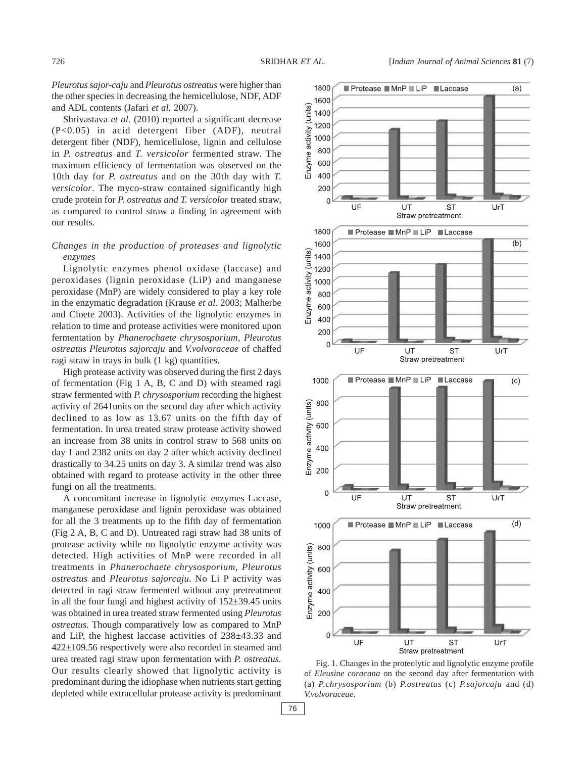*Pleurotus sajor-caju* and *Pleurotus ostreatus* were higher than the other species in decreasing the hemicellulose, NDF, ADF and ADL contents (Jafari *et al.* 2007).

Shrivastava *et al.* (2010) reported a significant decrease ($P<0.05$) in acid detergent fiber (ADF), neutral detergent fiber (NDF), hemicellulose, lignin and cellulose in *P. ostreatus* and *T. versicolor* fermented straw. The maximum efficiency of fermentation was observed on the 10th day for *P. ostreatus* and on the 30th day with *T. versicolor*. The myco-straw contained significantly high crude protein for *P. ostreatus and T. versicolor* treated straw, as compared to control straw a finding in agreement with our results.

### *Changes in the production of proteases and lignolytic enzymes*

Lignolytic enzymes phenol oxidase (laccase) and peroxidases (lignin peroxidase (LiP) and manganese peroxidase (MnP) are widely considered to play a key role in the enzymatic degradation (Krause *et al.* 2003; Malherbe and Cloete 2003). Activities of the lignolytic enzymes in relation to time and protease activities were monitored upon fermentation by *Phanerochaete chrysosporium, Pleurotus ostreatus Pleurotus sajorcaju* and *V.volvoraceae* of chaffed ragi straw in trays in bulk (1 kg) quantities.

High protease activity was observed during the first 2 days of fermentation (Fig 1 A, B, C and D) with steamed ragi straw fermented with *P. chrysosporium* recording the highest activity of 2641units on the second day after which activity declined to as low as 13.67 units on the fifth day of fermentation. In urea treated straw protease activity showed an increase from 38 units in control straw to 568 units on day 1 and 2382 units on day 2 after which activity declined drastically to 34.25 units on day 3. A similar trend was also obtained with regard to protease activity in the other three fungi on all the treatments.

A concomitant increase in lignolytic enzymes Laccase, manganese peroxidase and lignin peroxidase was obtained for all the 3 treatments up to the fifth day of fermentation (Fig 2 A, B, C and D). Untreated ragi straw had 38 units of protease activity while no lignolytic enzyme activity was detected. High activities of MnP were recorded in all treatments in *Phanerochaete chrysosporium, Pleurotus ostreatus* and *Pleurotus sajorcaju*. No Li P activity was detected in ragi straw fermented without any pretreatment in all the four fungi and highest activity of 152±39.45 units was obtained in urea treated straw fermented using *Pleurotus ostreatus.* Though comparatively low as compared to MnP and LiP, the highest laccase activities of 238±43.33 and 422±109.56 respectively were also recorded in steamed and urea treated ragi straw upon fermentation with *P. ostreatus.* Our results clearly showed that lignolytic activity is predominant during the idiophase when nutrients start getting depleted while extracellular protease activity is predominant

Fig. 1. Changes in the proteolytic and lignolytic enzyme profile of *Eleusine coracana* on the second day after fermentation with (a) *P.chrysosporium* (b) *P.ostreatus* (c) *P.sajorcaju* and (d) *V.volvoraceae.*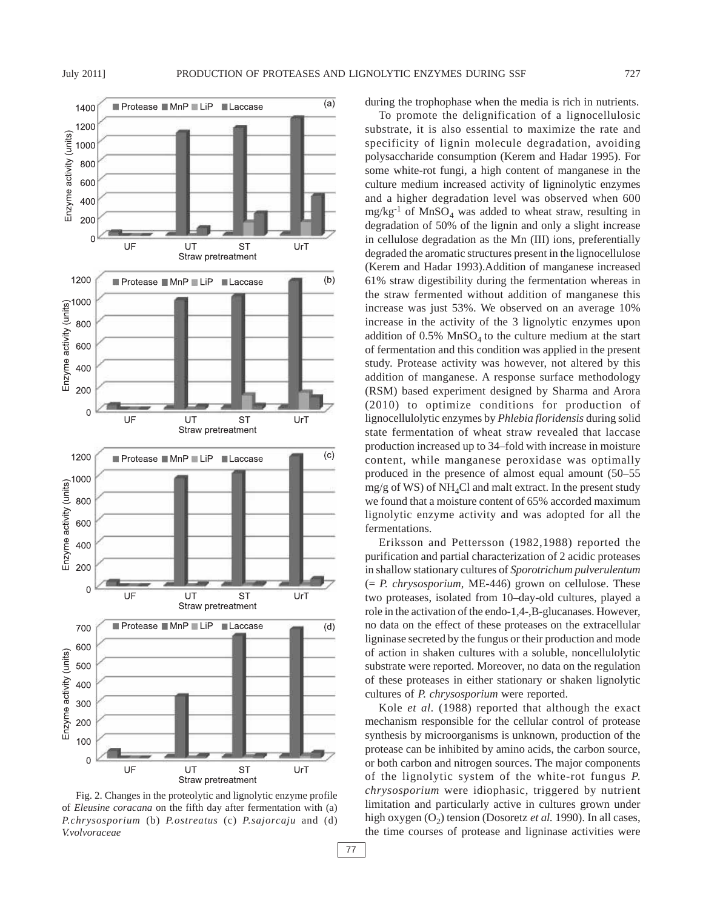Fig. 2. Changes in the proteolytic and lignolytic enzyme profile of *Eleusine coracana* on the fifth day after fermentation with (a) *P.chrysosporium* (b) *P.ostreatus* (c) *P.sajorcaju* and (d) *V.volvoraceae*

during the trophophase when the media is rich in nutrients.

To promote the delignification of a lignocellulosic substrate, it is also essential to maximize the rate and specificity of lignin molecule degradation, avoiding polysaccharide consumption (Kerem and Hadar 1995). For some white-rot fungi, a high content of manganese in the culture medium increased activity of ligninolytic enzymes and a higher degradation level was observed when 600 $mg/kg^{-1}$ of $MnSO_4$ was added to wheat straw, resulting in degradation of 50% of the lignin and only a slight increase in cellulose degradation as the Mn (III) ions, preferentially degraded the aromatic structures present in the lignocellulose (Kerem and Hadar 1993).Addition of manganese increased 61% straw digestibility during the fermentation whereas in the straw fermented without addition of manganese this increase was just 53%. We observed on an average 10% increase in the activity of the 3 lignolytic enzymes upon addition of 0.5% $MnSO_4$ to the culture medium at the start of fermentation and this condition was applied in the present study. Protease activity was however, not altered by this addition of manganese. A response surface methodology (RSM) based experiment designed by Sharma and Arora (2010) to optimize conditions for production of lignocellulolytic enzymes by *Phlebia floridensis* during solid state fermentation of wheat straw revealed that laccase production increased up to 34–fold with increase in moisture content, while manganese peroxidase was optimally produced in the presence of almost equal amount (50–55 mg/g of WS) of $NH_4Cl$ and malt extract. In the present study we found that a moisture content of 65% accorded maximum lignolytic enzyme activity and was adopted for all the fermentations.

Eriksson and Pettersson (1982,1988) reported the purification and partial characterization of 2 acidic proteases in shallow stationary cultures of *Sporotrichum pulverulentum* (= *P. chrysosporium*, ME-446) grown on cellulose. These two proteases, isolated from 10–day-old cultures, played a role in the activation of the endo-1,4-,B-glucanases. However, no data on the effect of these proteases on the extracellular ligninase secreted by the fungus or their production and mode of action in shaken cultures with a soluble, noncellulolytic substrate were reported. Moreover, no data on the regulation of these proteases in either stationary or shaken lignolytic cultures of *P. chrysosporium* were reported.

Kole *et al*. (1988) reported that although the exact mechanism responsible for the cellular control of protease synthesis by microorganisms is unknown, production of the protease can be inhibited by amino acids, the carbon source, or both carbon and nitrogen sources. The major components of the lignolytic system of the white-rot fungus *P. chrysosporium* were idiophasic, triggered by nutrient limitation and particularly active in cultures grown under high oxygen ($O_2$) tension (Dosoretz *et al.* 1990). In all cases, the time courses of protease and ligninase activities were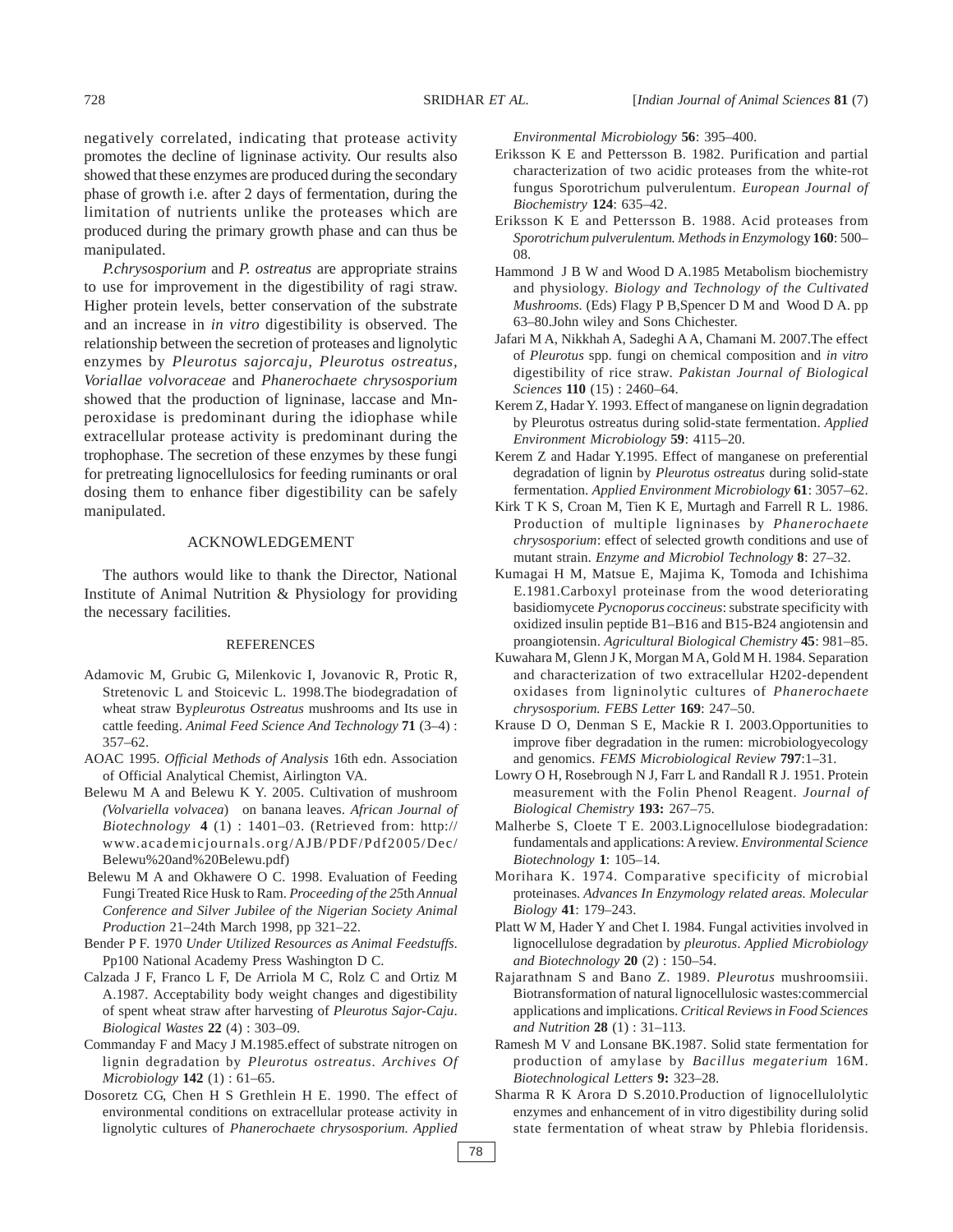negatively correlated, indicating that protease activity promotes the decline of ligninase activity. Our results also showed that these enzymes are produced during the secondary phase of growth i.e. after 2 days of fermentation, during the limitation of nutrients unlike the proteases which are produced during the primary growth phase and can thus be manipulated.

*P.chrysosporium* and *P. ostreatus* are appropriate strains to use for improvement in the digestibility of ragi straw. Higher protein levels, better conservation of the substrate and an increase in *in vitro* digestibility is observed. The relationship between the secretion of proteases and lignolytic enzymes by *Pleurotus sajorcaju, Pleurotus ostreatus, Voriallae volvoraceae* and *Phanerochaete chrysosporium* showed that the production of ligninase, laccase and Mn-peroxidase is predominant during the idiophase while extracellular protease activity is predominant during the trophophase. The secretion of these enzymes by these fungi for pretreating lignocellulosics for feeding ruminants or oral dosing them to enhance fiber digestibility can be safely manipulated.

## ACKNOWLEDGEMENT

The authors would like to thank the Director, National Institute of Animal Nutrition & Physiology for providing the necessary facilities.

## REFERENCES

Adamovic M, Grubic G, Milenkovic I, Jovanovic R, Protic R, Stretenovic L and Stoicevic L. 1998.The biodegradation of wheat straw By*pleurotus Ostreatus* mushrooms and Its use in cattle feeding. *Animal Feed Science And Technology* **71** (3–4) : 357–62.

AOAC 1995. *Official Methods of Analysis* 16th edn. Association of Official Analytical Chemist, Airlington VA.

Belewu M A and Belewu K Y. 2005. Cultivation of mushroom *(Volvariella volvacea*) on banana leaves. *African Journal of Biotechnology* **4** (1) : 1401–03. (Retrieved from: http://www.academicjournals.org/AJB/PDF/Pdf2005/Dec/Belewu%20and%20Belewu.pdf)

Belewu M A and Okhawere O C. 1998. Evaluation of Feeding Fungi Treated Rice Husk to Ram. *Proceeding of the 25*th *Annual Conference and Silver Jubilee of the Nigerian Society Animal Production* 21–24th March 1998, pp 321–22.

Bender P F. 1970 *Under Utilized Resources as Animal Feedstuffs.* Pp100 National Academy Press Washington D C.

Calzada J F, Franco L F, De Arriola M C, Rolz C and Ortiz M A.1987. Acceptability body weight changes and digestibility of spent wheat straw after harvesting of *Pleurotus Sajor-Caju*. *Biological Wastes* **22** (4) : 303–09.

Commanday F and Macy J M.1985.effect of substrate nitrogen on lignin degradation by *Pleurotus ostreatus*. *Archives Of Microbiology* **142** (1) : 61–65.

Dosoretz CG, Chen H S Grethlein H E. 1990. The effect of environmental conditions on extracellular protease activity in lignolytic cultures of *Phanerochaete chrysosporium. Applied Environmental Microbiology* **56**: 395–400.

Eriksson K E and Pettersson B. 1982. Purification and partial characterization of two acidic proteases from the white-rot fungus Sporotrichum pulverulentum. *European Journal of Biochemistry* **124**: 635–42.

Eriksson K E and Pettersson B. 1988. Acid proteases from *Sporotrichum pulverulentum. Methods in Enzymol*ogy **160**: 500–08.

Hammond J B W and Wood D A.1985 Metabolism biochemistry and physiology. *Biology and Technology of the Cultivated Mushrooms.* (Eds) Flagy P B,Spencer D M and Wood D A. pp 63–80.John wiley and Sons Chichester.

Jafari M A, Nikkhah A, Sadeghi A A, Chamani M. 2007.The effect of *Pleurotus* spp. fungi on chemical composition and *in vitro* digestibility of rice straw. *Pakistan Journal of Biological Sciences* **110** (15) : 2460–64.

Kerem Z, Hadar Y. 1993. Effect of manganese on lignin degradation by Pleurotus ostreatus during solid-state fermentation. *Applied Environment Microbiology* **59**: 4115–20.

Kerem Z and Hadar Y.1995. Effect of manganese on preferential degradation of lignin by *Pleurotus ostreatus* during solid-state fermentation. *Applied Environment Microbiology* **61**: 3057–62.

Kirk T K S, Croan M, Tien K E, Murtagh and Farrell R L. 1986. Production of multiple ligninases by *Phanerochaete chrysosporium*: effect of selected growth conditions and use of mutant strain. *Enzyme and Microbiol Technology* **8**: 27–32.

Kumagai H M, Matsue E, Majima K, Tomoda and Ichishima E.1981.Carboxyl proteinase from the wood deteriorating basidiomycete *Pycnoporus coccineus*: substrate specificity with oxidized insulin peptide B1–B16 and B15-B24 angiotensin and proangiotensin. *Agricultural Biological Chemistry* **45**: 981–85.

Kuwahara M, Glenn J K, Morgan M A, Gold M H. 1984. Separation and characterization of two extracellular H202-dependent oxidases from ligninolytic cultures of *Phanerochaete chrysosporium. FEBS Letter* **169**: 247–50.

Krause D O, Denman S E, Mackie R I. 2003.Opportunities to improve fiber degradation in the rumen: microbiologyecology and genomics. *FEMS Microbiological Review* **797**:1–31.

Lowry O H, Rosebrough N J, Farr L and Randall R J. 1951. Protein measurement with the Folin Phenol Reagent. *Journal of Biological Chemistry* **193:** 267–75.

Malherbe S, Cloete T E. 2003.Lignocellulose biodegradation: fundamentals and applications: A review. *Environmental Science Biotechnology* **1**: 105–14.

Morihara K. 1974. Comparative specificity of microbial proteinases. *Advances In Enzymology related areas. Molecular Biology* **41**: 179–243.

Platt W M, Hader Y and Chet I. 1984. Fungal activities involved in lignocellulose degradation by *pleurotus*. *Applied Microbiology and Biotechnology* **20** (2) : 150–54.

Rajarathnam S and Bano Z. 1989. *Pleurotus* mushroomsiii. Biotransformation of natural lignocellulosic wastes:commercial applications and implications. *Critical Reviews in Food Sciences and Nutrition* **28** (1) : 31–113.

Ramesh M V and Lonsane BK.1987. Solid state fermentation for production of amylase by *Bacillus megaterium* 16M. *Biotechnological Letters* **9:** 323–28.

Sharma R K Arora D S.2010.Production of lignocellulolytic enzymes and enhancement of in vitro digestibility during solid state fermentation of wheat straw by Phlebia floridensis.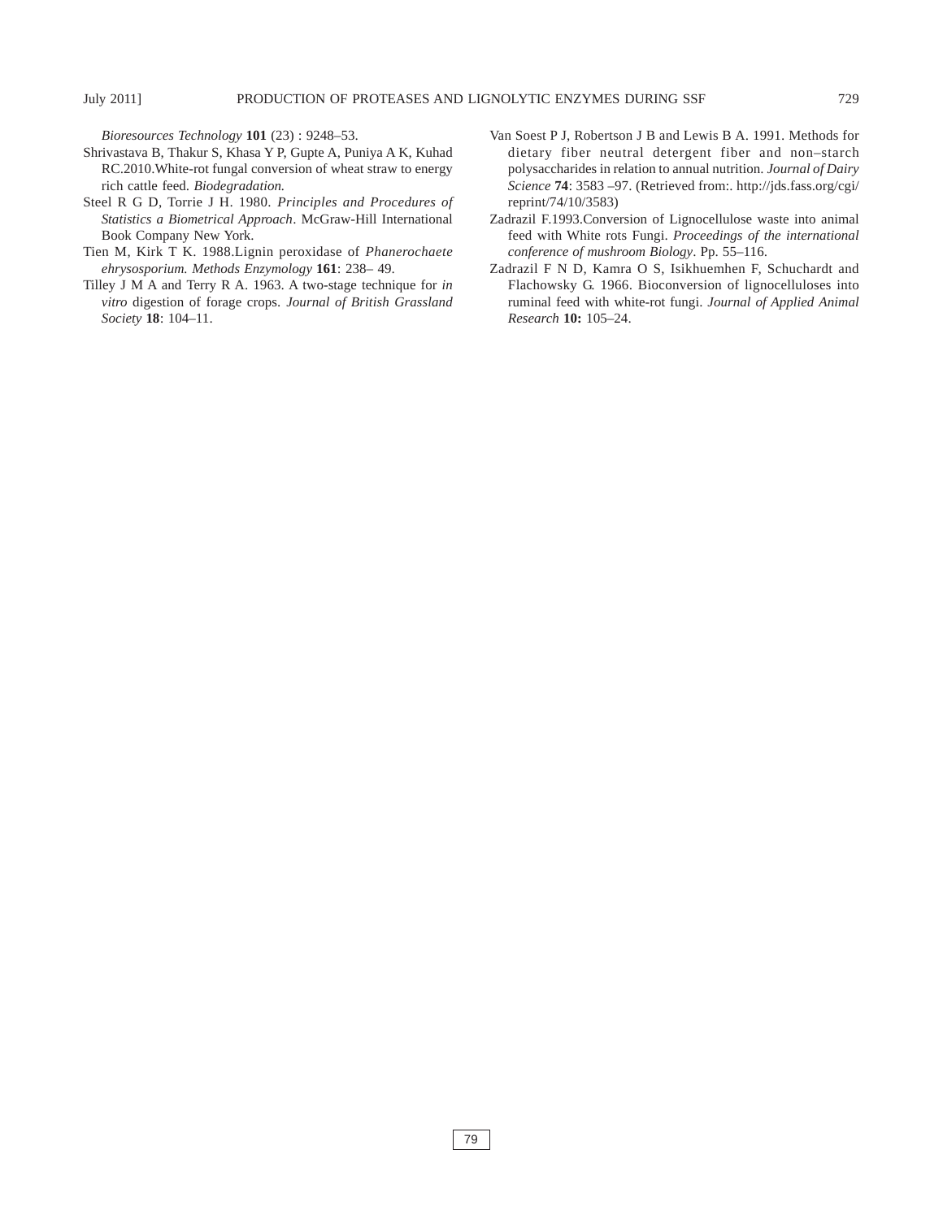*Bioresources Technology* **101** (23) : 9248–53.

Shrivastava B, Thakur S, Khasa Y P, Gupte A, Puniya A K, Kuhad RC.2010.White-rot fungal conversion of wheat straw to energy rich cattle feed. *Biodegradation.*

Steel R G D, Torrie J H. 1980. *Principles and Procedures of Statistics a Biometrical Approach*. McGraw-Hill International Book Company New York.

Tien M, Kirk T K. 1988.Lignin peroxidase of *Phanerochaete ehrysosporium. Methods Enzymology* **161**: 238– 49.

Tilley J M A and Terry R A. 1963. A two-stage technique for *in vitro* digestion of forage crops. *Journal of British Grassland Society* **18**: 104–11.

Van Soest P J, Robertson J B and Lewis B A. 1991. Methods for dietary fiber neutral detergent fiber and non–starch polysaccharides in relation to annual nutrition. *Journal of Dairy Science* **74**: 3583 –97. (Retrieved from:. http://jds.fass.org/cgi/reprint/74/10/3583)

Zadrazil F.1993.Conversion of Lignocellulose waste into animal feed with White rots Fungi. *Proceedings of the international conference of mushroom Biology*. Pp. 55–116.

Zadrazil F N D, Kamra O S, Isikhuemhen F, Schuchardt and Flachowsky G. 1966. Bioconversion of lignocelluloses into ruminal feed with white-rot fungi. *Journal of Applied Animal Research* **10:** 105–24.